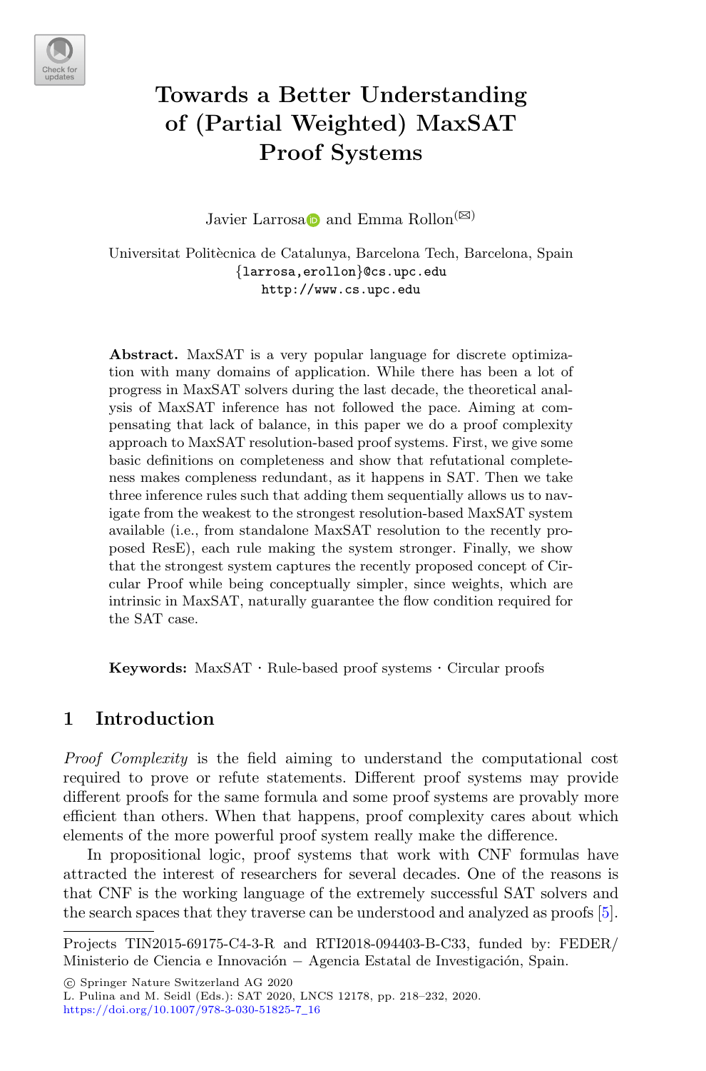# Towards a Better Understanding of (Partial Weighted) MaxSAT Proof Systems

Javier Larrosa and Emma Rollon(✉)

Universitat Politècnica de Catalunya, Barcelona Tech, Barcelona, Spain
{larrosa,erollon}@cs.upc.edu
http://www.cs.upc.edu

**Abstract.** MaxSAT is a very popular language for discrete optimization with many domains of application. While there has been a lot of progress in MaxSAT solvers during the last decade, the theoretical analysis of MaxSAT inference has not followed the pace. Aiming at compensating that lack of balance, in this paper we do a proof complexity approach to MaxSAT resolution-based proof systems. First, we give some basic definitions on completeness and show that refutational completeness makes compleness redundant, as it happens in SAT. Then we take three inference rules such that adding them sequentially allows us to navigate from the weakest to the strongest resolution-based MaxSAT system available (i.e., from standalone MaxSAT resolution to the recently proposed ResE), each rule making the system stronger. Finally, we show that the strongest system captures the recently proposed concept of Circular Proof while being conceptually simpler, since weights, which are intrinsic in MaxSAT, naturally guarantee the flow condition required for the SAT case.

**Keywords:** MaxSAT · Rule-based proof systems · Circular proofs

## 1 Introduction

*Proof Complexity* is the field aiming to understand the computational cost required to prove or refute statements. Different proof systems may provide different proofs for the same formula and some proof systems are provably more efficient than others. When that happens, proof complexity cares about which elements of the more powerful proof system really make the difference.

In propositional logic, proof systems that work with CNF formulas have attracted the interest of researchers for several decades. One of the reasons is that CNF is the working language of the extremely successful SAT solvers and the search spaces that they traverse can be understood and analyzed as proofs [5].

Projects TIN2015-69175-C4-3-R and RTI2018-094403-B-C33, funded by: FEDER/ Ministerio de Ciencia e Innovación – Agencia Estatal de Investigación, Spain.

© Springer Nature Switzerland AG 2020
L. Pulina and M. Seidl (Eds.): SAT 2020, LNCS 12178, pp. 218–232, 2020.
https://doi.org/10.1007/978-3-030-51825-7_16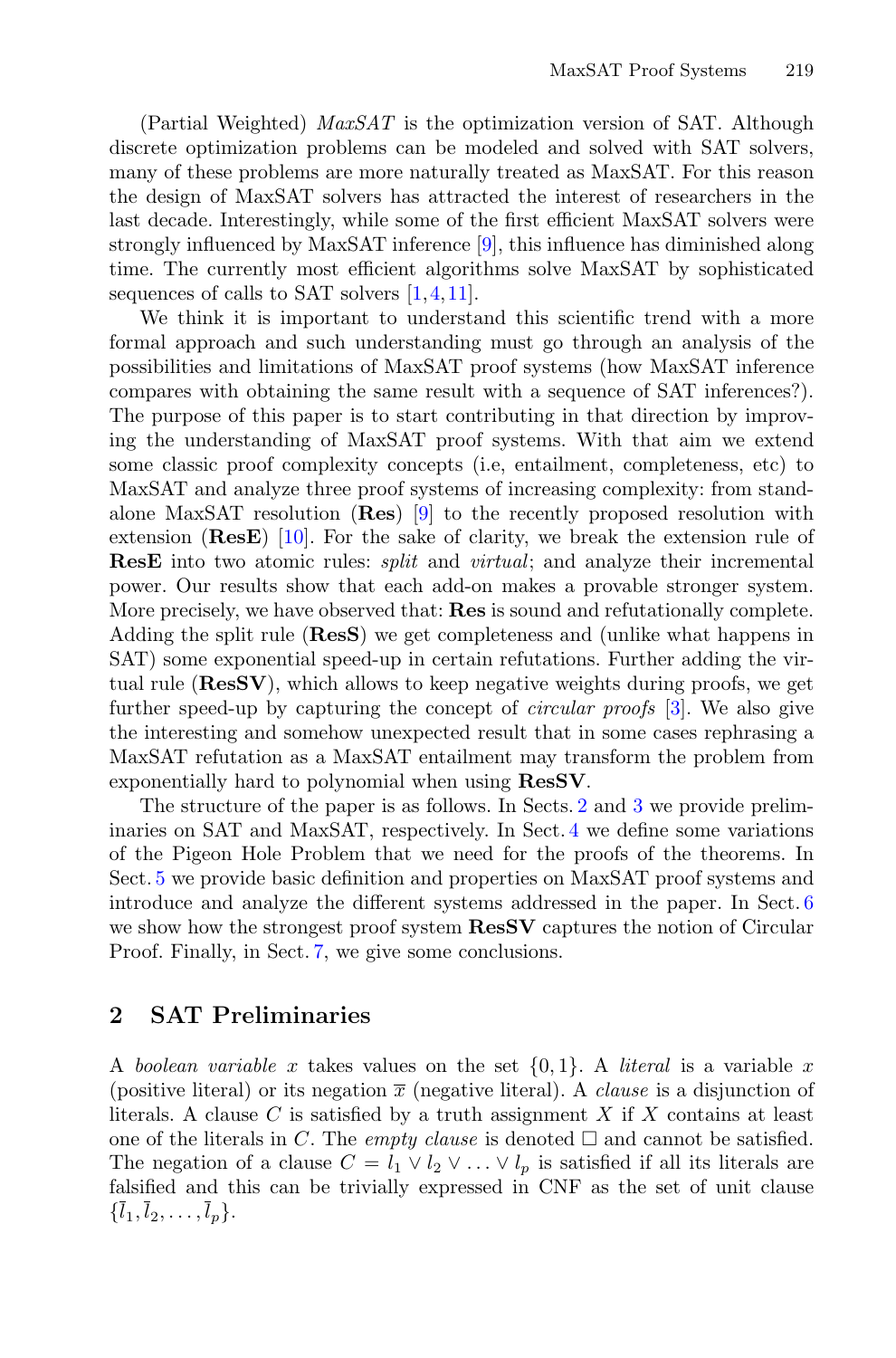(Partial Weighted) *MaxSAT* is the optimization version of SAT. Although discrete optimization problems can be modeled and solved with SAT solvers, many of these problems are more naturally treated as MaxSAT. For this reason the design of MaxSAT solvers has attracted the interest of researchers in the last decade. Interestingly, while some of the first efficient MaxSAT solvers were strongly influenced by MaxSAT inference [9], this influence has diminished along time. The currently most efficient algorithms solve MaxSAT by sophisticated sequences of calls to SAT solvers [1,4,11].

We think it is important to understand this scientific trend with a more formal approach and such understanding must go through an analysis of the possibilities and limitations of MaxSAT proof systems (how MaxSAT inference compares with obtaining the same result with a sequence of SAT inferences?). The purpose of this paper is to start contributing in that direction by improving the understanding of MaxSAT proof systems. With that aim we extend some classic proof complexity concepts (i.e, entailment, completeness, etc) to MaxSAT and analyze three proof systems of increasing complexity: from standalone MaxSAT resolution (**Res**) [9] to the recently proposed resolution with extension (**ResE**) [10]. For the sake of clarity, we break the extension rule of **ResE** into two atomic rules: *split* and *virtual*; and analyze their incremental power. Our results show that each add-on makes a provable stronger system. More precisely, we have observed that: **Res** is sound and refutationally complete. Adding the split rule (**ResS**) we get completeness and (unlike what happens in SAT) some exponential speed-up in certain refutations. Further adding the virtual rule (**ResSV**), which allows to keep negative weights during proofs, we get further speed-up by capturing the concept of *circular proofs* [3]. We also give the interesting and somehow unexpected result that in some cases rephrasing a MaxSAT refutation as a MaxSAT entailment may transform the problem from exponentially hard to polynomial when using **ResSV**.

The structure of the paper is as follows. In Sects. 2 and 3 we provide preliminaries on SAT and MaxSAT, respectively. In Sect. 4 we define some variations of the Pigeon Hole Problem that we need for the proofs of the theorems. In Sect. 5 we provide basic definition and properties on MaxSAT proof systems and introduce and analyze the different systems addressed in the paper. In Sect. 6 we show how the strongest proof system **ResSV** captures the notion of Circular Proof. Finally, in Sect. 7, we give some conclusions.

## 2 SAT Preliminaries

A *boolean variable* $x$ takes values on the set $\{0, 1\}$. A *literal* is a variable $x$ (positive literal) or its negation $\overline{x}$ (negative literal). A *clause* is a disjunction of literals. A clause $C$ is satisfied by a truth assignment $X$ if $X$ contains at least one of the literals in $C$. The *empty clause* is denoted $\Box$ and cannot be satisfied. The negation of a clause $C = l_1 \vee l_2 \vee \ldots \vee l_p$ is satisfied if all its literals are falsified and this can be trivially expressed in CNF as the set of unit clause $\{\overline{l}_1, \overline{l}_2, \ldots, \overline{l}_p\}$.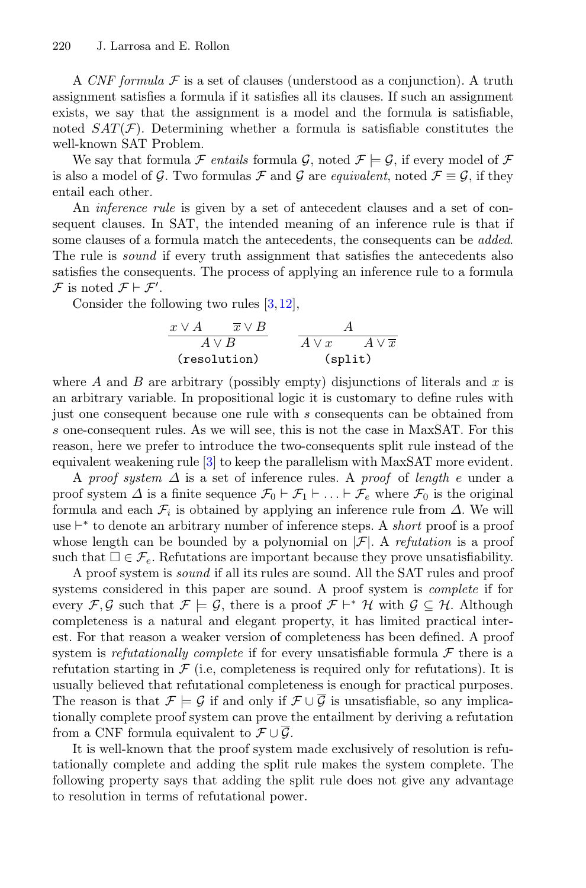A *CNF formula* $\mathcal{F}$ is a set of clauses (understood as a conjunction). A truth assignment satisfies a formula if it satisfies all its clauses. If such an assignment exists, we say that the assignment is a model and the formula is satisfiable, noted $SAT(\mathcal{F})$. Determining whether a formula is satisfiable constitutes the well-known SAT Problem.

We say that formula $\mathcal{F}$ *entails* formula $\mathcal{G}$, noted $\mathcal{F} \models \mathcal{G}$, if every model of $\mathcal{F}$ is also a model of $\mathcal{G}$. Two formulas $\mathcal{F}$ and $\mathcal{G}$ are *equivalent*, noted $\mathcal{F} \equiv \mathcal{G}$, if they entail each other.

An *inference rule* is given by a set of antecedent clauses and a set of consequent clauses. In SAT, the intended meaning of an inference rule is that if some clauses of a formula match the antecedents, the consequents can be *added*. The rule is *sound* if every truth assignment that satisfies the antecedents also satisfies the consequents. The process of applying an inference rule to a formula $\mathcal{F}$ is noted $\mathcal{F} \vdash \mathcal{F}'$.

Consider the following two rules [3,12],

$$\begin{array}{c} x \vee A \qquad \overline{x} \vee B \\ \hline A \vee B \\ \texttt{(resolution)} \end{array} \qquad\qquad \begin{array}{c} A \\ \hline A \vee x \qquad A \vee \overline{x} \\ \texttt{(split)} \end{array}$$

where $A$ and $B$ are arbitrary (possibly empty) disjunctions of literals and $x$ is an arbitrary variable. In propositional logic it is customary to define rules with just one consequent because one rule with $s$ consequents can be obtained from $s$ one-consequent rules. As we will see, this is not the case in MaxSAT. For this reason, here we prefer to introduce the two-consequents split rule instead of the equivalent weakening rule [3] to keep the parallelism with MaxSAT more evident.

A *proof system* $\Delta$ is a set of inference rules. A *proof* of *length* $e$ under a proof system $\Delta$ is a finite sequence $\mathcal{F}_0 \vdash \mathcal{F}_1 \vdash \ldots \vdash \mathcal{F}_e$ where $\mathcal{F}_0$ is the original formula and each $\mathcal{F}_i$ is obtained by applying an inference rule from $\Delta$. We will use $\vdash^*$ to denote an arbitrary number of inference steps. A *short* proof is a proof whose length can be bounded by a polynomial on $|\mathcal{F}|$. A *refutation* is a proof such that $\Box \in \mathcal{F}_e$. Refutations are important because they prove unsatisfiability.

A proof system is *sound* if all its rules are sound. All the SAT rules and proof systems considered in this paper are sound. A proof system is *complete* if for every $\mathcal{F}, \mathcal{G}$ such that $\mathcal{F} \models \mathcal{G}$, there is a proof $\mathcal{F} \vdash^* \mathcal{H}$ with $\mathcal{G} \subseteq \mathcal{H}$. Although completeness is a natural and elegant property, it has limited practical interest. For that reason a weaker version of completeness has been defined. A proof system is *refutationally complete* if for every unsatisfiable formula $\mathcal{F}$ there is a refutation starting in $\mathcal{F}$ (i.e, completeness is required only for refutations). It is usually believed that refutational completeness is enough for practical purposes. The reason is that $\mathcal{F} \models \mathcal{G}$ if and only if $\mathcal{F} \cup \overline{\mathcal{G}}$ is unsatisfiable, so any implicationally complete proof system can prove the entailment by deriving a refutation from a CNF formula equivalent to $\mathcal{F} \cup \overline{\mathcal{G}}$.

It is well-known that the proof system made exclusively of resolution is refutationally complete and adding the split rule makes the system complete. The following property says that adding the split rule does not give any advantage to resolution in terms of refutational power.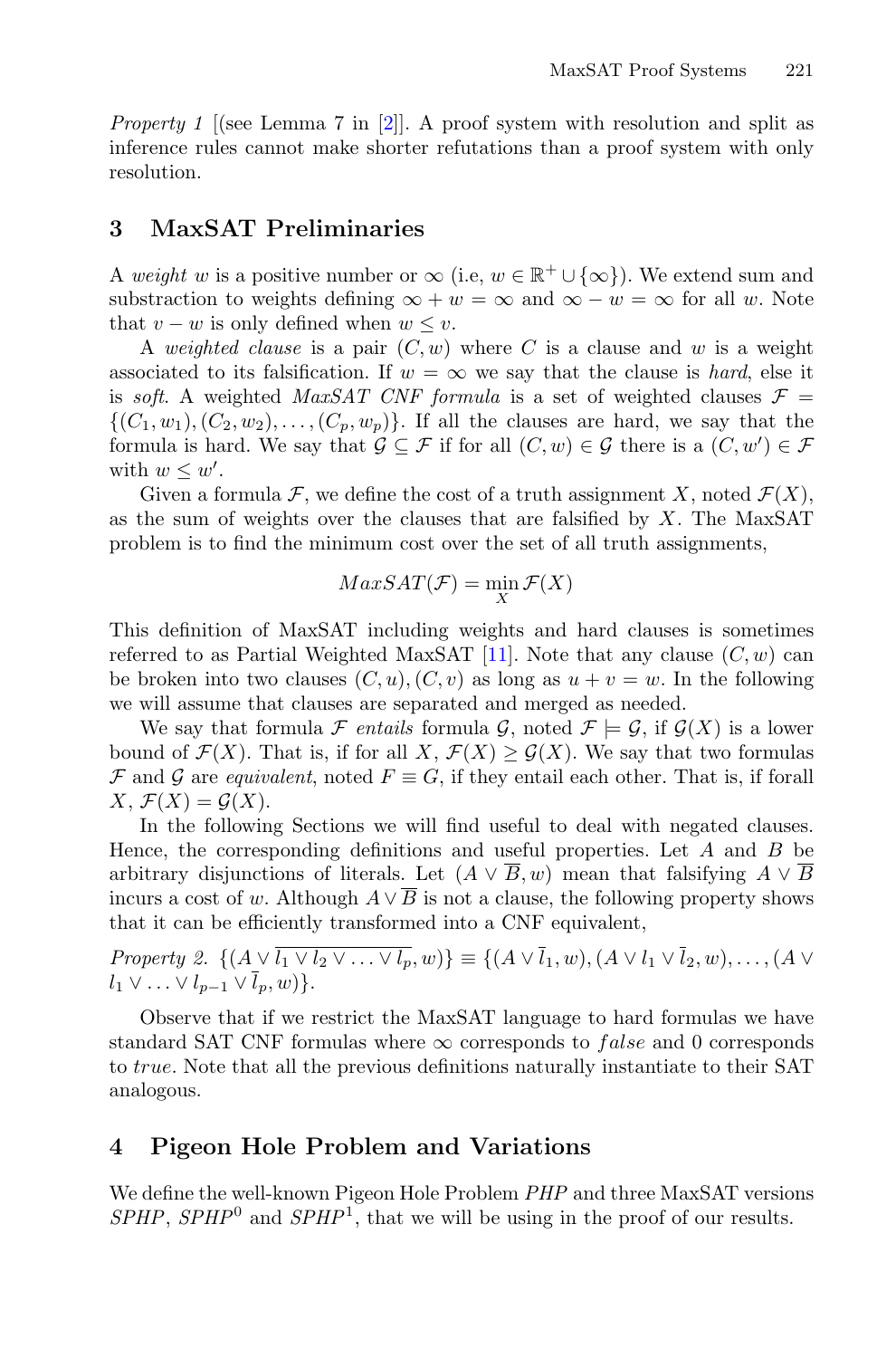*Property 1* [(see Lemma 7 in [2]]. A proof system with resolution and split as inference rules cannot make shorter refutations than a proof system with only resolution.

## 3 MaxSAT Preliminaries

A *weight* $w$ is a positive number or $\infty$ (i.e, $w \in \mathbb{R}^+ \cup \{\infty\}$). We extend sum and substraction to weights defining $\infty + w = \infty$ and $\infty - w = \infty$ for all $w$. Note that $v - w$ is only defined when $w \leq v$.

A *weighted clause* is a pair $(C, w)$ where $C$ is a clause and $w$ is a weight associated to its falsification. If $w = \infty$ we say that the clause is *hard*, else it is *soft*. A weighted *MaxSAT CNF formula* is a set of weighted clauses $\mathcal{F} = \{(C_1, w_1), (C_2, w_2), \ldots, (C_p, w_p)\}$. If all the clauses are hard, we say that the formula is hard. We say that $\mathcal{G} \subseteq \mathcal{F}$ if for all $(C, w) \in \mathcal{G}$ there is a $(C, w') \in \mathcal{F}$ with $w \leq w'$.

Given a formula $\mathcal{F}$, we define the cost of a truth assignment $X$, noted $\mathcal{F}(X)$, as the sum of weights over the clauses that are falsified by $X$. The MaxSAT problem is to find the minimum cost over the set of all truth assignments,

$$MaxSAT(\mathcal{F}) = \min_X \mathcal{F}(X)$$

This definition of MaxSAT including weights and hard clauses is sometimes referred to as Partial Weighted MaxSAT [11]. Note that any clause $(C, w)$ can be broken into two clauses $(C, u), (C, v)$ as long as $u + v = w$. In the following we will assume that clauses are separated and merged as needed.

We say that formula $\mathcal{F}$ *entails* formula $\mathcal{G}$, noted $\mathcal{F} \models \mathcal{G}$, if $\mathcal{G}(X)$ is a lower bound of $\mathcal{F}(X)$. That is, if for all $X$, $\mathcal{F}(X) \geq \mathcal{G}(X)$. We say that two formulas $\mathcal{F}$ and $\mathcal{G}$ are *equivalent*, noted $F \equiv G$, if they entail each other. That is, if forall $X$, $\mathcal{F}(X) = \mathcal{G}(X)$.

In the following Sections we will find useful to deal with negated clauses. Hence, the corresponding definitions and useful properties. Let $A$ and $B$ be arbitrary disjunctions of literals. Let $(A \vee \overline{B}, w)$ mean that falsifying $A \vee \overline{B}$ incurs a cost of $w$. Although $A \vee \overline{B}$ is not a clause, the following property shows that it can be efficiently transformed into a CNF equivalent,

*Property 2.* $\{(A \vee \overline{l_1 \vee l_2 \vee \ldots \vee l_p}, w)\} \equiv \{(A \vee \bar{l}_1, w), (A \vee l_1 \vee \bar{l}_2, w), \ldots, (A \vee l_1 \vee \ldots \vee l_{p-1} \vee \bar{l}_p, w)\}$.

Observe that if we restrict the MaxSAT language to hard formulas we have standard SAT CNF formulas where $\infty$ corresponds to *false* and 0 corresponds to *true*. Note that all the previous definitions naturally instantiate to their SAT analogous.

## 4 Pigeon Hole Problem and Variations

We define the well-known Pigeon Hole Problem *PHP* and three MaxSAT versions *SPHP*, $SPHP^0$ and $SPHP^1$, that we will be using in the proof of our results.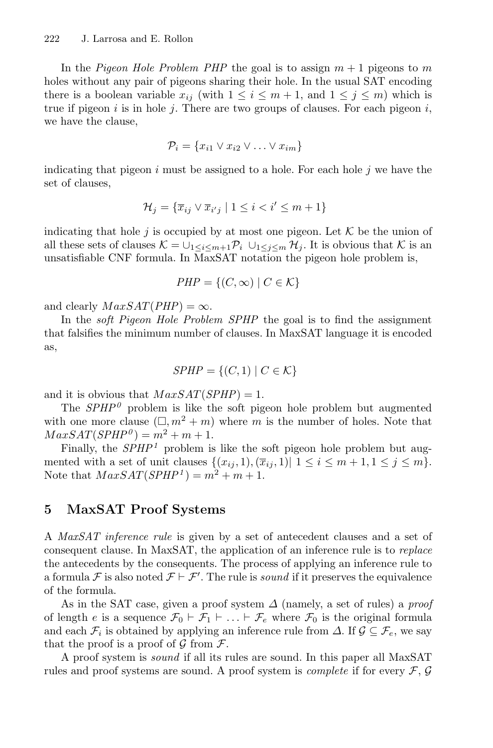In the *Pigeon Hole Problem PHP* the goal is to assign $m+1$ pigeons to $m$ holes without any pair of pigeons sharing their hole. In the usual SAT encoding there is a boolean variable $x_{ij}$ (with $1 \leq i \leq m+1$, and $1 \leq j \leq m$) which is true if pigeon $i$ is in hole $j$. There are two groups of clauses. For each pigeon $i$, we have the clause,

$$\mathcal{P}_i = \{x_{i1} \vee x_{i2} \vee \ldots \vee x_{im}\}$$

indicating that pigeon $i$ must be assigned to a hole. For each hole $j$ we have the set of clauses,

$$\mathcal{H}_j = \{\overline{x}_{ij} \vee \overline{x}_{i'j} \mid 1 \leq i < i' \leq m+1\}$$

indicating that hole $j$ is occupied by at most one pigeon. Let $\mathcal{K}$ be the union of all these sets of clauses $\mathcal{K} = \cup_{1 \leq i \leq m+1} \mathcal{P}_i \cup_{1 \leq j \leq m} \mathcal{H}_j$. It is obvious that $\mathcal{K}$ is an unsatisfiable CNF formula. In MaxSAT notation the pigeon hole problem is,

$$PHP = \{(C, \infty) \mid C \in \mathcal{K}\}$$

and clearly $MaxSAT(PHP) = \infty$.

In the *soft Pigeon Hole Problem SPHP* the goal is to find the assignment that falsifies the minimum number of clauses. In MaxSAT language it is encoded as,

$$SPHP = \{(C, 1) \mid C \in \mathcal{K}\}$$

and it is obvious that $MaxSAT(SPHP) = 1$.

The $SPHP^0$ problem is like the soft pigeon hole problem but augmented with one more clause $(\square, m^2+m)$ where $m$ is the number of holes. Note that $MaxSAT(SPHP^0) = m^2+m+1$.

Finally, the $SPHP^1$ problem is like the soft pigeon hole problem but augmented with a set of unit clauses $\{(x_{ij}, 1), (\overline{x}_{ij}, 1) \mid 1 \leq i \leq m+1, 1 \leq j \leq m\}$. Note that $MaxSAT(SPHP^1) = m^2+m+1$.

## 5 MaxSAT Proof Systems

A *MaxSAT inference rule* is given by a set of antecedent clauses and a set of consequent clause. In MaxSAT, the application of an inference rule is to *replace* the antecedents by the consequents. The process of applying an inference rule to a formula $\mathcal{F}$ is also noted $\mathcal{F} \vdash \mathcal{F}'$. The rule is *sound* if it preserves the equivalence of the formula.

As in the SAT case, given a proof system $\Delta$ (namely, a set of rules) a *proof* of length $e$ is a sequence $\mathcal{F}_0 \vdash \mathcal{F}_1 \vdash \ldots \vdash \mathcal{F}_e$ where $\mathcal{F}_0$ is the original formula and each $\mathcal{F}_i$ is obtained by applying an inference rule from $\Delta$. If $\mathcal{G} \subseteq \mathcal{F}_e$, we say that the proof is a proof of $\mathcal{G}$ from $\mathcal{F}$.

A proof system is *sound* if all its rules are sound. In this paper all MaxSAT rules and proof systems are sound. A proof system is *complete* if for every $\mathcal{F}$, $\mathcal{G}$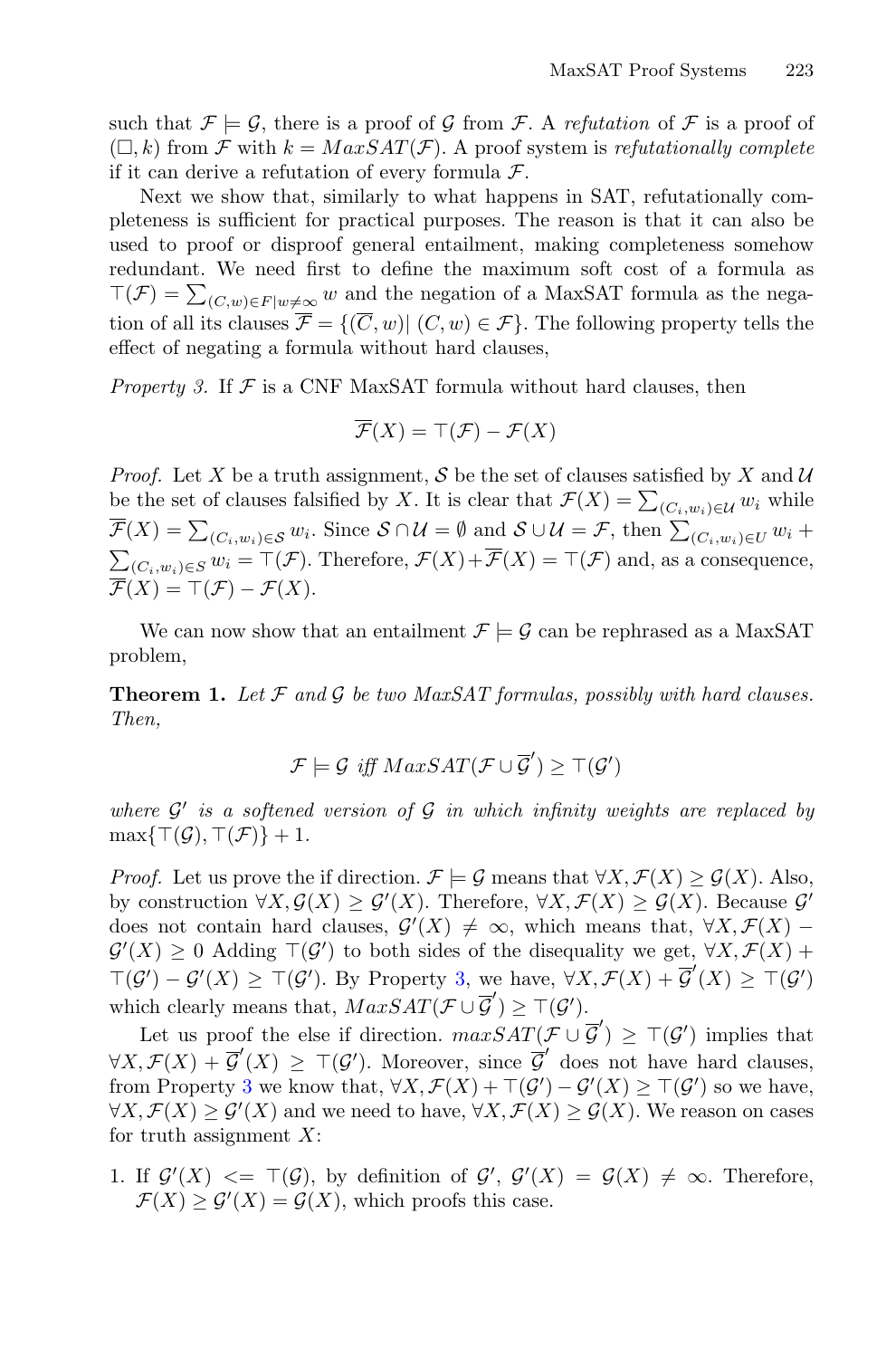such that $\mathcal{F} \models \mathcal{G}$, there is a proof of $\mathcal{G}$ from $\mathcal{F}$. A *refutation* of $\mathcal{F}$ is a proof of $(\Box, k)$ from $\mathcal{F}$ with $k = MaxSAT(\mathcal{F})$. A proof system is *refutationally complete* if it can derive a refutation of every formula $\mathcal{F}$.

Next we show that, similarly to what happens in SAT, refutationally completeness is sufficient for practical purposes. The reason is that it can also be used to proof or disproof general entailment, making completeness somehow redundant. We need first to define the maximum soft cost of a formula as $\top(\mathcal{F}) = \sum_{(C,w)\in F|w\neq\infty} w$ and the negation of a MaxSAT formula as the negation of all its clauses $\overline{\mathcal{F}} = \{(\overline{C}, w)|\ (C, w) \in \mathcal{F}\}$. The following property tells the effect of negating a formula without hard clauses,

*Property 3.* If $\mathcal{F}$ is a CNF MaxSAT formula without hard clauses, then

$$\overline{\mathcal{F}}(X) = \top(\mathcal{F}) - \mathcal{F}(X)$$

*Proof.* Let $X$ be a truth assignment, $\mathcal{S}$ be the set of clauses satisfied by $X$ and $\mathcal{U}$ be the set of clauses falsified by $X$. It is clear that $\mathcal{F}(X) = \sum_{(C_i,w_i)\in\mathcal{U}} w_i$ while $\overline{\mathcal{F}}(X) = \sum_{(C_i,w_i)\in\mathcal{S}} w_i$. Since $\mathcal{S} \cap \mathcal{U} = \emptyset$ and $\mathcal{S} \cup \mathcal{U} = \mathcal{F}$, then $\sum_{(C_i,w_i)\in U} w_i + \sum_{(C_i,w_i)\in S} w_i = \top(\mathcal{F})$. Therefore, $\mathcal{F}(X) + \overline{\mathcal{F}}(X) = \top(\mathcal{F})$ and, as a consequence, $\overline{\mathcal{F}}(X) = \top(\mathcal{F}) - \mathcal{F}(X)$.

We can now show that an entailment $\mathcal{F} \models \mathcal{G}$ can be rephrased as a MaxSAT problem,

**Theorem 1.** *Let $\mathcal{F}$ and $\mathcal{G}$ be two MaxSAT formulas, possibly with hard clauses. Then,*

$$\mathcal{F} \models \mathcal{G} \text{ iff } MaxSAT(\mathcal{F} \cup \overline{\mathcal{G}}') \geq \top(\mathcal{G}')$$

*where $\mathcal{G}'$ is a softened version of $\mathcal{G}$ in which infinity weights are replaced by* $\max\{\top(\mathcal{G}), \top(\mathcal{F})\} + 1$.

*Proof.* Let us prove the if direction. $\mathcal{F} \models \mathcal{G}$ means that $\forall X, \mathcal{F}(X) \geq \mathcal{G}(X)$. Also, by construction $\forall X, \mathcal{G}(X) \geq \mathcal{G}'(X)$. Therefore, $\forall X, \mathcal{F}(X) \geq \mathcal{G}(X)$. Because $\mathcal{G}'$ does not contain hard clauses, $\mathcal{G}'(X) \neq \infty$, which means that, $\forall X, \mathcal{F}(X) - \mathcal{G}'(X) \geq 0$ Adding $\top(\mathcal{G}')$ to both sides of the disequality we get, $\forall X, \mathcal{F}(X) + \top(\mathcal{G}') - \mathcal{G}'(X) \geq \top(\mathcal{G}')$. By Property 3, we have, $\forall X, \mathcal{F}(X) + \overline{\mathcal{G}}'(X) \geq \top(\mathcal{G}')$ which clearly means that, $MaxSAT(\mathcal{F} \cup \overline{\mathcal{G}}') \geq \top(\mathcal{G}')$.

Let us proof the else if direction. $maxSAT(\mathcal{F} \cup \overline{\mathcal{G}}') \geq \top(\mathcal{G}')$ implies that $\forall X, \mathcal{F}(X) + \overline{\mathcal{G}}'(X) \geq \top(\mathcal{G}')$. Moreover, since $\overline{\mathcal{G}}'$ does not have hard clauses, from Property 3 we know that, $\forall X, \mathcal{F}(X) + \top(\mathcal{G}') - \mathcal{G}'(X) \geq \top(\mathcal{G}')$ so we have, $\forall X, \mathcal{F}(X) \geq \mathcal{G}'(X)$ and we need to have, $\forall X, \mathcal{F}(X) \geq \mathcal{G}(X)$. We reason on cases for truth assignment $X$:

1. If $\mathcal{G}'(X) <= \top(\mathcal{G})$, by definition of $\mathcal{G}'$, $\mathcal{G}'(X) = \mathcal{G}(X) \neq \infty$. Therefore, $\mathcal{F}(X) \geq \mathcal{G}'(X) = \mathcal{G}(X)$, which proofs this case.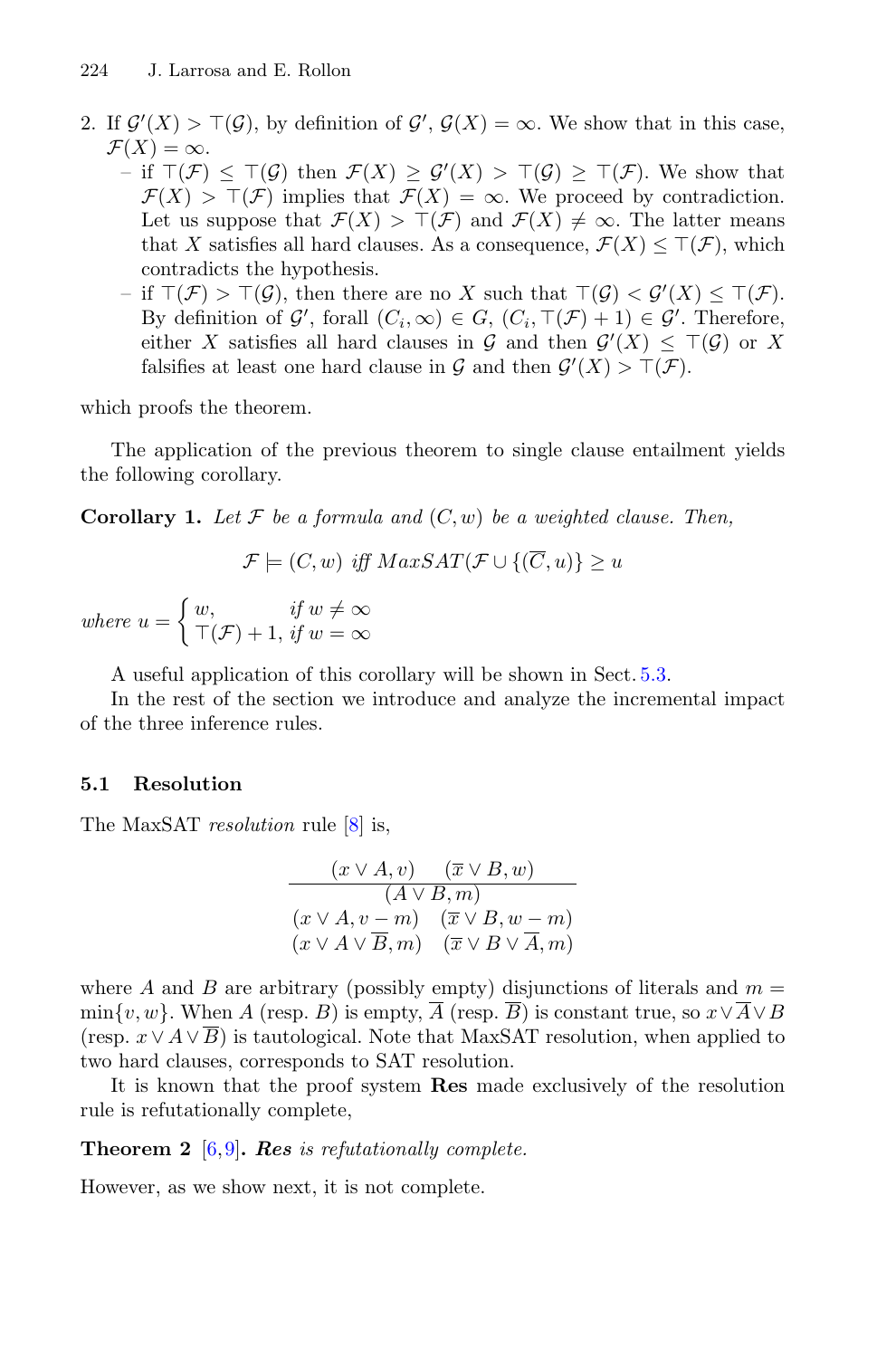2. If $\mathcal{G}'(X) > \top(\mathcal{G})$, by definition of $\mathcal{G}'$, $\mathcal{G}(X) = \infty$. We show that in this case, $\mathcal{F}(X) = \infty$.
   - if $\top(\mathcal{F}) \leq \top(\mathcal{G})$ then $\mathcal{F}(X) \geq \mathcal{G}'(X) > \top(\mathcal{G}) \geq \top(\mathcal{F})$. We show that $\mathcal{F}(X) > \top(\mathcal{F})$ implies that $\mathcal{F}(X) = \infty$. We proceed by contradiction. Let us suppose that $\mathcal{F}(X) > \top(\mathcal{F})$ and $\mathcal{F}(X) \neq \infty$. The latter means that $X$ satisfies all hard clauses. As a consequence, $\mathcal{F}(X) \leq \top(\mathcal{F})$, which contradicts the hypothesis.
   - if $\top(\mathcal{F}) > \top(\mathcal{G})$, then there are no $X$ such that $\top(\mathcal{G}) < \mathcal{G}'(X) \leq \top(\mathcal{F})$. By definition of $\mathcal{G}'$, forall $(C_i, \infty) \in G$, $(C_i, \top(\mathcal{F}) + 1) \in \mathcal{G}'$. Therefore, either $X$ satisfies all hard clauses in $\mathcal{G}$ and then $\mathcal{G}'(X) \leq \top(\mathcal{G})$ or $X$ falsifies at least one hard clause in $\mathcal{G}$ and then $\mathcal{G}'(X) > \top(\mathcal{F})$.

which proofs the theorem.

The application of the previous theorem to single clause entailment yields the following corollary.

**Corollary 1.** *Let $\mathcal{F}$ be a formula and $(C, w)$ be a weighted clause. Then,*

$$\mathcal{F} \models (C, w) \text{ iff } MaxSAT(\mathcal{F} \cup \{(\overline{C}, u)\} \geq u$$

*where* $u = \begin{cases} w, & \text{if } w \neq \infty \\ \top(\mathcal{F}) + 1, & \text{if } w = \infty \end{cases}$

A useful application of this corollary will be shown in Sect. 5.3.

In the rest of the section we introduce and analyze the incremental impact of the three inference rules.

### 5.1 Resolution

The MaxSAT *resolution* rule [8] is,

$$\frac{(x \vee A, v) \quad (\overline{x} \vee B, w)}{\begin{array}{c}(A \vee B, m) \\ (x \vee A, v - m) \quad (\overline{x} \vee B, w - m) \\ (x \vee A \vee \overline{B}, m) \quad (\overline{x} \vee B \vee \overline{A}, m)\end{array}}$$

where $A$ and $B$ are arbitrary (possibly empty) disjunctions of literals and $m = \min\{v, w\}$. When $A$ (resp. $B$) is empty, $\overline{A}$ (resp. $\overline{B}$) is constant true, so $x \vee \overline{A} \vee B$ (resp. $x \vee A \vee \overline{B}$) is tautological. Note that MaxSAT resolution, when applied to two hard clauses, corresponds to SAT resolution.

It is known that the proof system **Res** made exclusively of the resolution rule is refutationally complete,

**Theorem 2** [6,9]**.** ***Res*** *is refutationally complete.*

However, as we show next, it is not complete.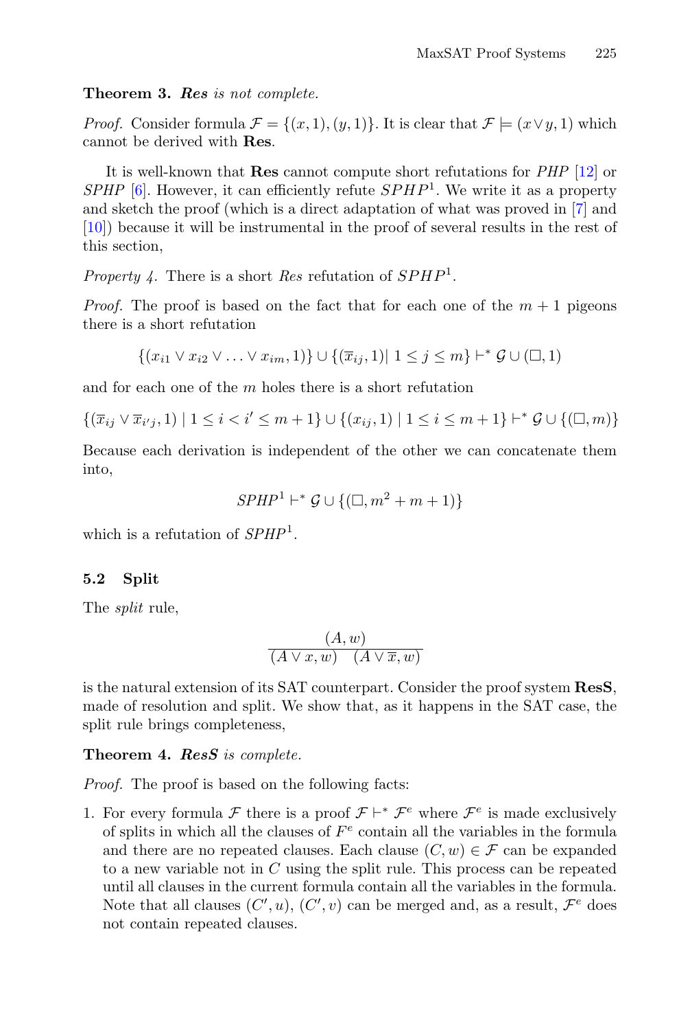**Theorem 3.** ***Res*** *is not complete.*

*Proof.* Consider formula $\mathcal{F} = \{(x, 1), (y, 1)\}$. It is clear that $\mathcal{F} \models (x \vee y, 1)$ which cannot be derived with **Res**.

It is well-known that **Res** cannot compute short refutations for *PHP* [12] or *SPHP* [6]. However, it can efficiently refute $SPHP^1$. We write it as a property and sketch the proof (which is a direct adaptation of what was proved in [7] and [10]) because it will be instrumental in the proof of several results in the rest of this section,

*Property 4.* There is a short *Res* refutation of $SPHP^1$.

*Proof.* The proof is based on the fact that for each one of the $m + 1$ pigeons there is a short refutation

$$\{(x_{i1} \vee x_{i2} \vee \ldots \vee x_{im}, 1)\} \cup \{(\overline{x}_{ij}, 1) | \ 1 \leq j \leq m\} \vdash^* \mathcal{G} \cup (\Box, 1)$$

and for each one of the $m$ holes there is a short refutation

$$\{(\overline{x}_{ij} \vee \overline{x}_{i'j}, 1) \mid 1 \leq i < i' \leq m+1\} \cup \{(x_{ij}, 1) \mid 1 \leq i \leq m+1\} \vdash^* \mathcal{G} \cup \{(\Box, m)\}$$

Because each derivation is independent of the other we can concatenate them into,

$$SPHP^1 \vdash^* \mathcal{G} \cup \{(\Box, m^2 + m + 1)\}$$

which is a refutation of $SPHP^1$.

## 5.2 Split

The *split* rule,

$$\frac{(A, w)}{(A \vee x, w) \quad (A \vee \overline{x}, w)}$$

is the natural extension of its SAT counterpart. Consider the proof system **ResS**, made of resolution and split. We show that, as it happens in the SAT case, the split rule brings completeness,

**Theorem 4.** ***ResS*** *is complete.*

*Proof.* The proof is based on the following facts:

1. For every formula $\mathcal{F}$ there is a proof $\mathcal{F} \vdash^* \mathcal{F}^e$ where $\mathcal{F}^e$ is made exclusively of splits in which all the clauses of $F^e$ contain all the variables in the formula and there are no repeated clauses. Each clause $(C, w) \in \mathcal{F}$ can be expanded to a new variable not in $C$ using the split rule. This process can be repeated until all clauses in the current formula contain all the variables in the formula. Note that all clauses $(C', u)$, $(C', v)$ can be merged and, as a result, $\mathcal{F}^e$ does not contain repeated clauses.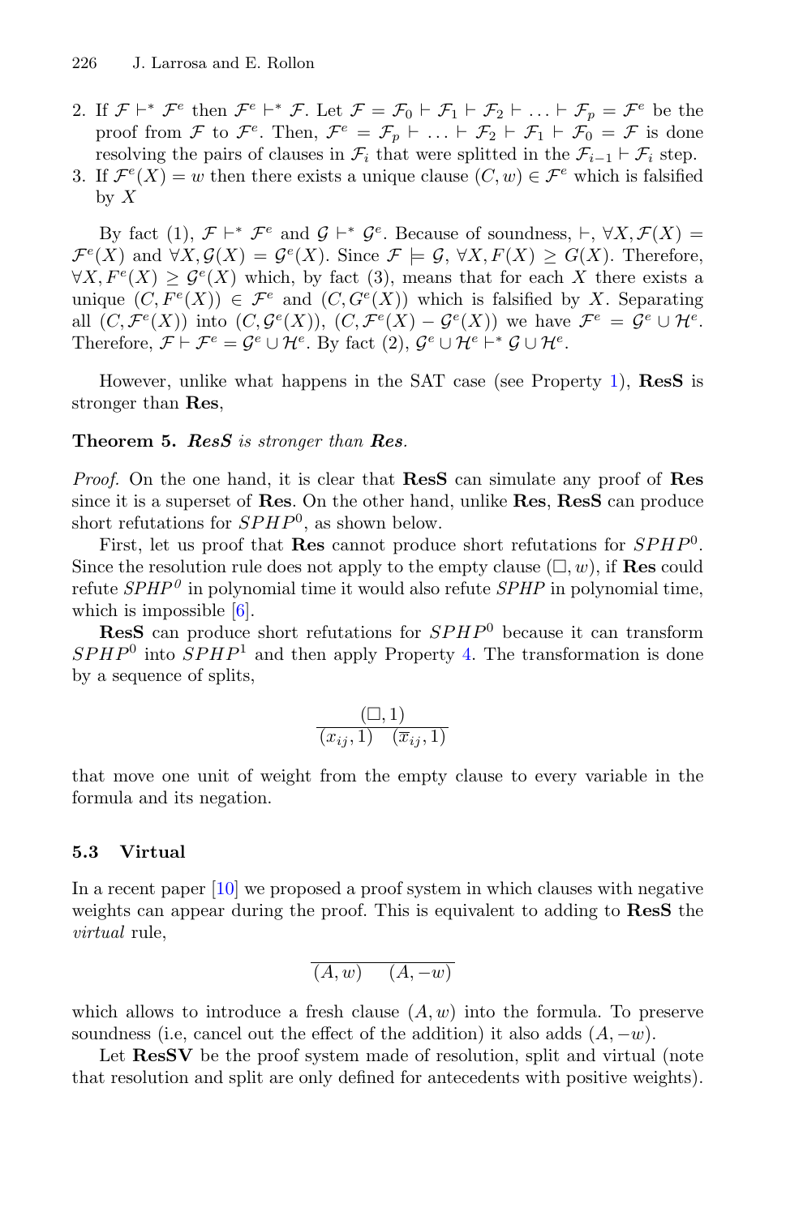2. If $\mathcal{F} \vdash^* \mathcal{F}^e$ then $\mathcal{F}^e \vdash^* \mathcal{F}$. Let $\mathcal{F} = \mathcal{F}_0 \vdash \mathcal{F}_1 \vdash \mathcal{F}_2 \vdash \ldots \vdash \mathcal{F}_p = \mathcal{F}^e$ be the proof from $\mathcal{F}$ to $\mathcal{F}^e$. Then, $\mathcal{F}^e = \mathcal{F}_p \vdash \ldots \vdash \mathcal{F}_2 \vdash \mathcal{F}_1 \vdash \mathcal{F}_0 = \mathcal{F}$ is done resolving the pairs of clauses in $\mathcal{F}_i$ that were splitted in the $\mathcal{F}_{i-1} \vdash \mathcal{F}_i$ step.
3. If $\mathcal{F}^e(X) = w$ then there exists a unique clause $(C, w) \in \mathcal{F}^e$ which is falsified by $X$

By fact (1), $\mathcal{F} \vdash^* \mathcal{F}^e$ and $\mathcal{G} \vdash^* \mathcal{G}^e$. Because of soundness, $\vdash$, $\forall X, \mathcal{F}(X) = \mathcal{F}^e(X)$ and $\forall X, \mathcal{G}(X) = \mathcal{G}^e(X)$. Since $\mathcal{F} \models \mathcal{G}$, $\forall X, F(X) \geq G(X)$. Therefore, $\forall X, F^e(X) \geq \mathcal{G}^e(X)$ which, by fact (3), means that for each $X$ there exists a unique $(C, F^e(X)) \in \mathcal{F}^e$ and $(C, G^e(X))$ which is falsified by $X$. Separating all $(C, \mathcal{F}^e(X))$ into $(C, \mathcal{G}^e(X))$, $(C, \mathcal{F}^e(X) - \mathcal{G}^e(X))$ we have $\mathcal{F}^e = \mathcal{G}^e \cup \mathcal{H}^e$. Therefore, $\mathcal{F} \vdash \mathcal{F}^e = \mathcal{G}^e \cup \mathcal{H}^e$. By fact (2), $\mathcal{G}^e \cup \mathcal{H}^e \vdash^* \mathcal{G} \cup \mathcal{H}^e$.

However, unlike what happens in the SAT case (see Property 1), **ResS** is stronger than **Res**,

**Theorem 5.** ***ResS** is stronger than **Res**.*

*Proof.* On the one hand, it is clear that **ResS** can simulate any proof of **Res** since it is a superset of **Res**. On the other hand, unlike **Res**, **ResS** can produce short refutations for $SPHP^0$, as shown below.

First, let us proof that **Res** cannot produce short refutations for $SPHP^0$. Since the resolution rule does not apply to the empty clause $(\Box, w)$, if **Res** could refute $SPHP^0$ in polynomial time it would also refute $SPHP$ in polynomial time, which is impossible [6].

**ResS** can produce short refutations for $SPHP^0$ because it can transform $SPHP^0$ into $SPHP^1$ and then apply Property 4. The transformation is done by a sequence of splits,

$$\frac{(\Box, 1)}{(x_{ij}, 1) \quad (\overline{x}_{ij}, 1)}$$

that move one unit of weight from the empty clause to every variable in the formula and its negation.

### 5.3 Virtual

In a recent paper [10] we proposed a proof system in which clauses with negative weights can appear during the proof. This is equivalent to adding to **ResS** the *virtual* rule,

$$\frac{}{(A, w) \quad (A, -w)}$$

which allows to introduce a fresh clause $(A, w)$ into the formula. To preserve soundness (i.e, cancel out the effect of the addition) it also adds $(A, -w)$.

Let **ResSV** be the proof system made of resolution, split and virtual (note that resolution and split are only defined for antecedents with positive weights).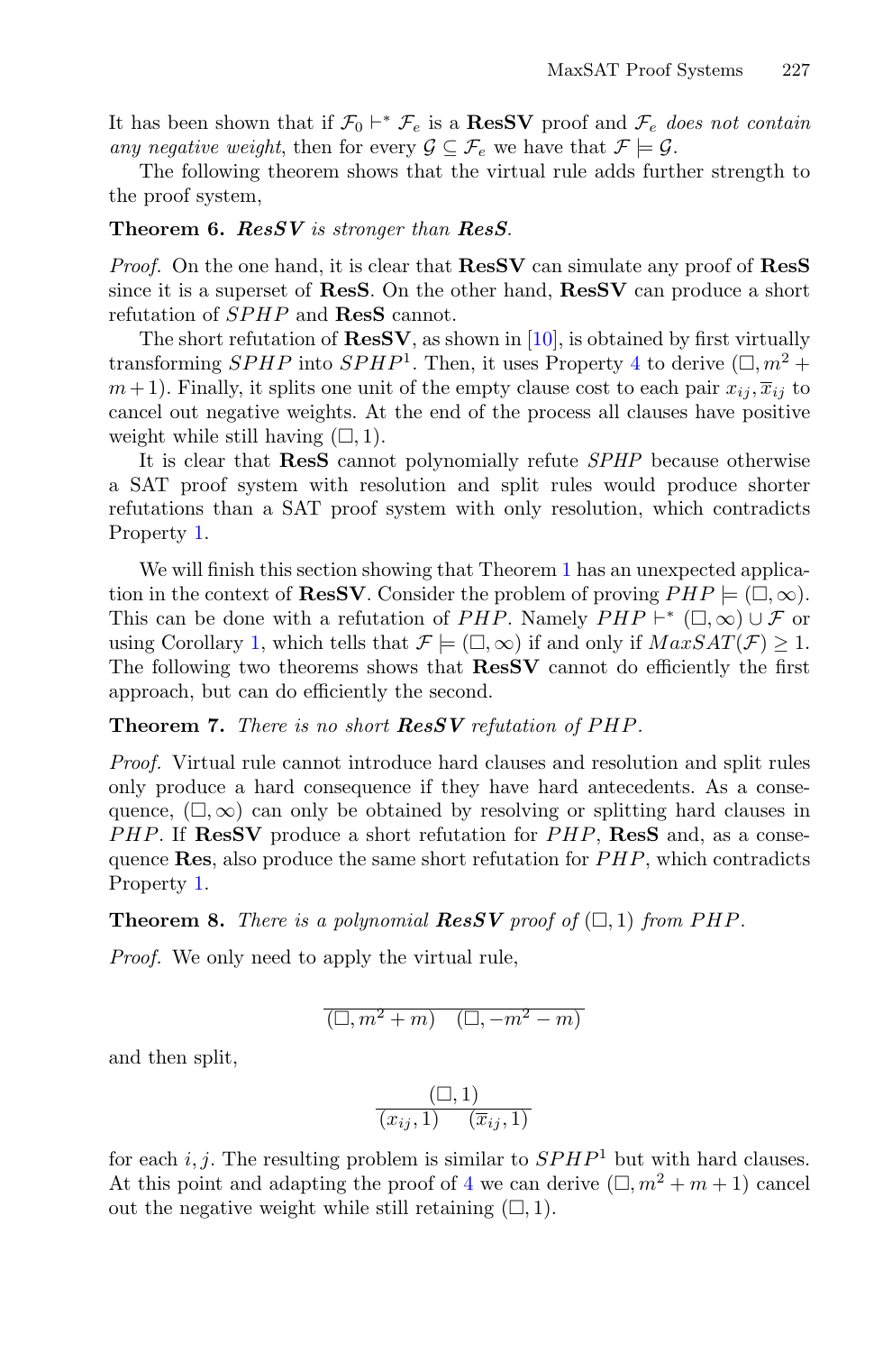It has been shown that if $\mathcal{F}_0 \vdash^* \mathcal{F}_e$ is a **ResSV** proof and $\mathcal{F}_e$ *does not contain any negative weight*, then for every $\mathcal{G} \subseteq \mathcal{F}_e$ we have that $\mathcal{F} \models \mathcal{G}$.

The following theorem shows that the virtual rule adds further strength to the proof system,

**Theorem 6.** ***ResSV*** *is stronger than* ***ResS****.*

*Proof.* On the one hand, it is clear that **ResSV** can simulate any proof of **ResS** since it is a superset of **ResS**. On the other hand, **ResSV** can produce a short refutation of $SPHP$ and **ResS** cannot.

The short refutation of **ResSV**, as shown in [10], is obtained by first virtually transforming $SPHP$ into $SPHP^1$. Then, it uses Property 4 to derive $(\square, m^2 + m + 1)$. Finally, it splits one unit of the empty clause cost to each pair $x_{ij}, \overline{x}_{ij}$ to cancel out negative weights. At the end of the process all clauses have positive weight while still having $(\square, 1)$.

It is clear that **ResS** cannot polynomially refute $SPHP$ because otherwise a SAT proof system with resolution and split rules would produce shorter refutations than a SAT proof system with only resolution, which contradicts Property 1.

We will finish this section showing that Theorem 1 has an unexpected application in the context of **ResSV**. Consider the problem of proving $PHP \models (\square, \infty)$. This can be done with a refutation of $PHP$. Namely $PHP \vdash^* (\square, \infty) \cup \mathcal{F}$ or using Corollary 1, which tells that $\mathcal{F} \models (\square, \infty)$ if and only if $MaxSAT(\mathcal{F}) \geq 1$. The following two theorems shows that **ResSV** cannot do efficiently the first approach, but can do efficiently the second.

**Theorem 7.** *There is no short* ***ResSV*** *refutation of $PHP$.*

*Proof.* Virtual rule cannot introduce hard clauses and resolution and split rules only produce a hard consequence if they have hard antecedents. As a consequence, $(\square, \infty)$ can only be obtained by resolving or splitting hard clauses in $PHP$. If **ResSV** produce a short refutation for $PHP$, **ResS** and, as a consequence **Res**, also produce the same short refutation for $PHP$, which contradicts Property 1.

**Theorem 8.** *There is a polynomial* ***ResSV*** *proof of $(\square, 1)$ from $PHP$.*

*Proof.* We only need to apply the virtual rule,

$$\overline{(\square, m^2 + m) \quad (\square, -m^2 - m)}$$

and then split,

$$\frac{(\square, 1)}{(x_{ij}, 1) \quad (\overline{x}_{ij}, 1)}$$

for each $i, j$. The resulting problem is similar to $SPHP^1$ but with hard clauses. At this point and adapting the proof of 4 we can derive $(\square, m^2 + m + 1)$ cancel out the negative weight while still retaining $(\square, 1)$.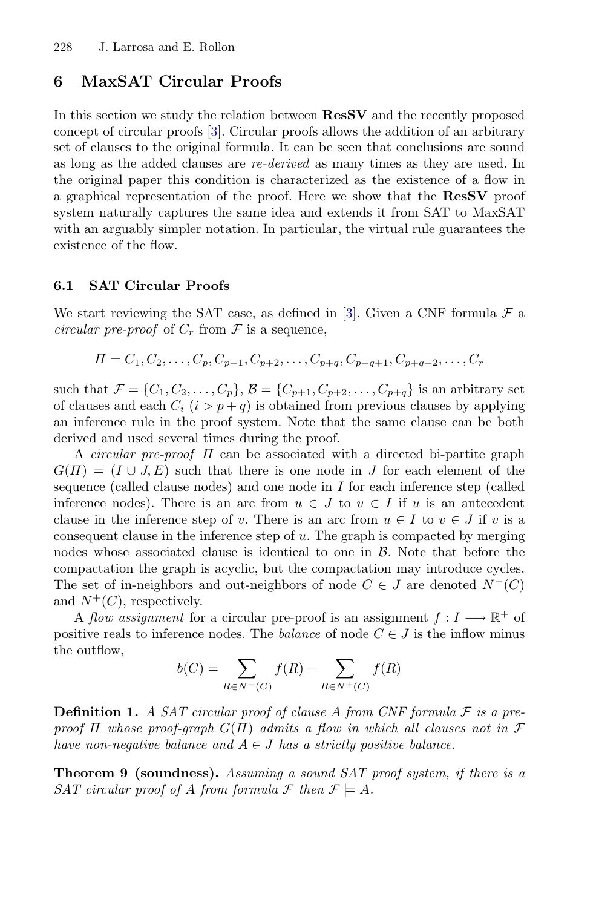## 6 MaxSAT Circular Proofs

In this section we study the relation between **ResSV** and the recently proposed concept of circular proofs [3]. Circular proofs allows the addition of an arbitrary set of clauses to the original formula. It can be seen that conclusions are sound as long as the added clauses are *re-derived* as many times as they are used. In the original paper this condition is characterized as the existence of a flow in a graphical representation of the proof. Here we show that the **ResSV** proof system naturally captures the same idea and extends it from SAT to MaxSAT with an arguably simpler notation. In particular, the virtual rule guarantees the existence of the flow.

### 6.1 SAT Circular Proofs

We start reviewing the SAT case, as defined in [3]. Given a CNF formula $\mathcal{F}$ a *circular pre-proof* of $C_r$ from $\mathcal{F}$ is a sequence,

$$\Pi = C_1, C_2, \ldots, C_p, C_{p+1}, C_{p+2}, \ldots, C_{p+q}, C_{p+q+1}, C_{p+q+2}, \ldots, C_r$$

such that $\mathcal{F} = \{C_1, C_2, \ldots, C_p\}$, $\mathcal{B} = \{C_{p+1}, C_{p+2}, \ldots, C_{p+q}\}$ is an arbitrary set of clauses and each $C_i$ ($i > p+q$) is obtained from previous clauses by applying an inference rule in the proof system. Note that the same clause can be both derived and used several times during the proof.

A *circular pre-proof* $\Pi$ can be associated with a directed bi-partite graph $G(\Pi) = (I \cup J, E)$ such that there is one node in $J$ for each element of the sequence (called clause nodes) and one node in $I$ for each inference step (called inference nodes). There is an arc from $u \in J$ to $v \in I$ if $u$ is an antecedent clause in the inference step of $v$. There is an arc from $u \in I$ to $v \in J$ if $v$ is a consequent clause in the inference step of $u$. The graph is compacted by merging nodes whose associated clause is identical to one in $\mathcal{B}$. Note that before the compactation the graph is acyclic, but the compactation may introduce cycles. The set of in-neighbors and out-neighbors of node $C \in J$ are denoted $N^-(C)$ and $N^+(C)$, respectively.

A *flow assignment* for a circular pre-proof is an assignment $f : I \longrightarrow \mathbb{R}^+$ of positive reals to inference nodes. The *balance* of node $C \in J$ is the inflow minus the outflow,

$$b(C) = \sum_{R \in N^-(C)} f(R) - \sum_{R \in N^+(C)} f(R)$$

**Definition 1.** *A SAT circular proof of clause $A$ from CNF formula $\mathcal{F}$ is a pre-proof $\Pi$ whose proof-graph $G(\Pi)$ admits a flow in which all clauses not in $\mathcal{F}$ have non-negative balance and $A \in J$ has a strictly positive balance.*

**Theorem 9 (soundness).** *Assuming a sound SAT proof system, if there is a SAT circular proof of $A$ from formula $\mathcal{F}$ then $\mathcal{F} \models A$.*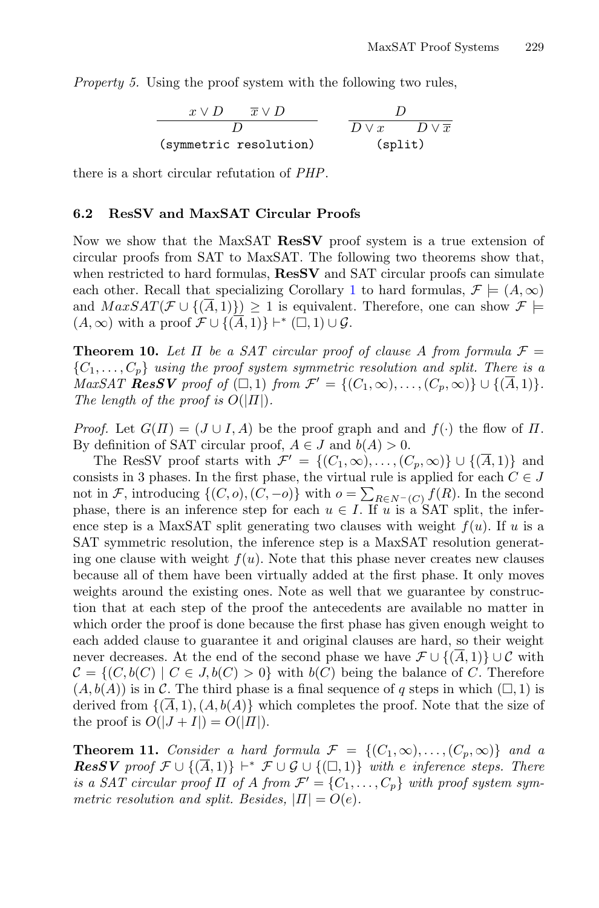*Property 5.* Using the proof system with the following two rules,

$$\frac{x \vee D \qquad \overline{x} \vee D}{D} \qquad\qquad \frac{D}{D \vee x \qquad D \vee \overline{x}}$$

(symmetric resolution) (split)

there is a short circular refutation of *PHP*.

### 6.2 ResSV and MaxSAT Circular Proofs

Now we show that the MaxSAT **ResSV** proof system is a true extension of circular proofs from SAT to MaxSAT. The following two theorems show that, when restricted to hard formulas, **ResSV** and SAT circular proofs can simulate each other. Recall that specializing Corollary 1 to hard formulas, $\mathcal{F} \models (A, \infty)$ and $MaxSAT(\mathcal{F} \cup \{(\overline{A}, 1)\}) \geq 1$ is equivalent. Therefore, one can show $\mathcal{F} \models (A, \infty)$ with a proof $\mathcal{F} \cup \{(\overline{A}, 1)\} \vdash^* (\square, 1) \cup \mathcal{G}$.

**Theorem 10.** *Let $\Pi$ be a SAT circular proof of clause $A$ from formula $\mathcal{F} = \{C_1, \ldots, C_p\}$ using the proof system symmetric resolution and split. There is a MaxSAT **ResSV** proof of $(\square, 1)$ from $\mathcal{F}' = \{(C_1, \infty), \ldots, (C_p, \infty)\} \cup \{(\overline{A}, 1)\}$. The length of the proof is $O(|\Pi|)$.*

*Proof.* Let $G(\Pi) = (J \cup I, A)$ be the proof graph and and $f(\cdot)$ the flow of $\Pi$. By definition of SAT circular proof, $A \in J$ and $b(A) > 0$.

The ResSV proof starts with $\mathcal{F}' = \{(C_1, \infty), \ldots, (C_p, \infty)\} \cup \{(\overline{A}, 1)\}$ and consists in 3 phases. In the first phase, the virtual rule is applied for each $C \in J$ not in $\mathcal{F}$, introducing $\{(C, o), (C, -o)\}$ with $o = \sum_{R \in N^-(C)} f(R)$. In the second phase, there is an inference step for each $u \in I$. If $u$ is a SAT split, the inference step is a MaxSAT split generating two clauses with weight $f(u)$. If $u$ is a SAT symmetric resolution, the inference step is a MaxSAT resolution generating one clause with weight $f(u)$. Note that this phase never creates new clauses because all of them have been virtually added at the first phase. It only moves weights around the existing ones. Note as well that we guarantee by construction that at each step of the proof the antecedents are available no matter in which order the proof is done because the first phase has given enough weight to each added clause to guarantee it and original clauses are hard, so their weight never decreases. At the end of the second phase we have $\mathcal{F} \cup \{(\overline{A}, 1)\} \cup \mathcal{C}$ with $\mathcal{C} = \{(C, b(C) \mid C \in J, b(C) > 0\}$ with $b(C)$ being the balance of $C$. Therefore $(A, b(A))$ is in $\mathcal{C}$. The third phase is a final sequence of $q$ steps in which $(\square, 1)$ is derived from $\{(\overline{A}, 1), (A, b(A)\}$ which completes the proof. Note that the size of the proof is $O(|J + I|) = O(|\Pi|)$.

**Theorem 11.** *Consider a hard formula $\mathcal{F} = \{(C_1, \infty), \ldots, (C_p, \infty)\}$ and a **ResSV** proof $\mathcal{F} \cup \{(\overline{A}, 1)\} \vdash^* \mathcal{F} \cup \mathcal{G} \cup \{(\square, 1)\}$ with $e$ inference steps. There is a SAT circular proof $\Pi$ of $A$ from $\mathcal{F}' = \{C_1, \ldots, C_p\}$ with proof system symmetric resolution and split. Besides, $|\Pi| = O(e)$.*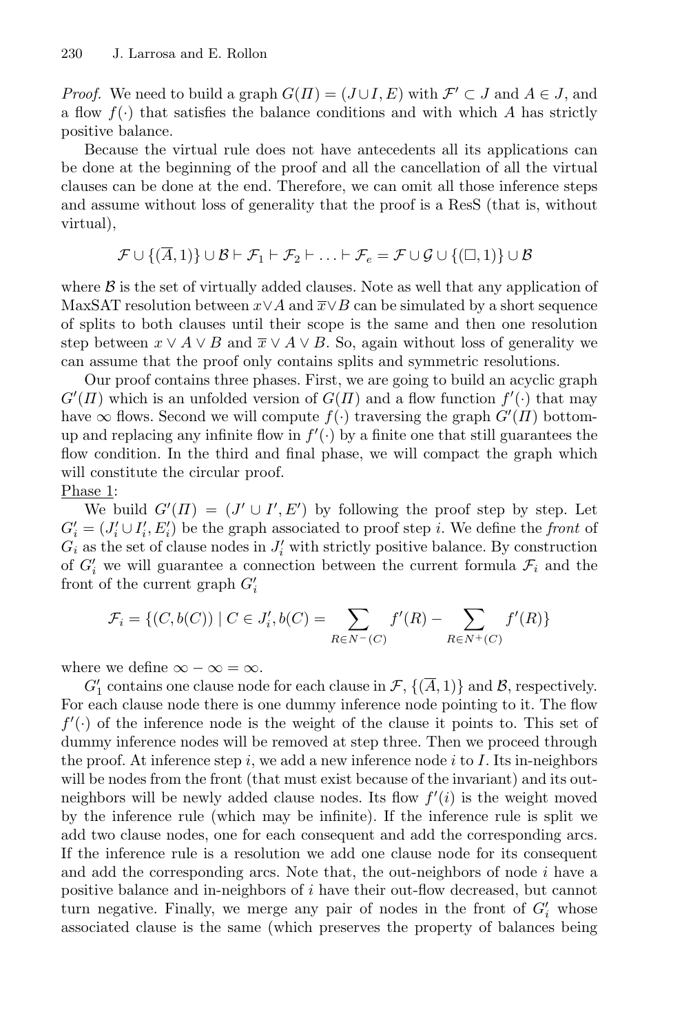*Proof.* We need to build a graph $G(\Pi) = (J \cup I, E)$ with $\mathcal{F}' \subset J$ and $A \in J$, and a flow $f(\cdot)$ that satisfies the balance conditions and with which $A$ has strictly positive balance.

Because the virtual rule does not have antecedents all its applications can be done at the beginning of the proof and all the cancellation of all the virtual clauses can be done at the end. Therefore, we can omit all those inference steps and assume without loss of generality that the proof is a ResS (that is, without virtual),

$$\mathcal{F} \cup \{(\overline{A}, 1)\} \cup \mathcal{B} \vdash \mathcal{F}_1 \vdash \mathcal{F}_2 \vdash \ldots \vdash \mathcal{F}_e = \mathcal{F} \cup \mathcal{G} \cup \{(\Box, 1)\} \cup \mathcal{B}$$

where $\mathcal{B}$ is the set of virtually added clauses. Note as well that any application of MaxSAT resolution between $x \vee A$ and $\overline{x} \vee B$ can be simulated by a short sequence of splits to both clauses until their scope is the same and then one resolution step between $x \vee A \vee B$ and $\overline{x} \vee A \vee B$. So, again without loss of generality we can assume that the proof only contains splits and symmetric resolutions.

Our proof contains three phases. First, we are going to build an acyclic graph $G'(\Pi)$ which is an unfolded version of $G(\Pi)$ and a flow function $f'(\cdot)$ that may have $\infty$ flows. Second we will compute $f(\cdot)$ traversing the graph $G'(\Pi)$ bottom-up and replacing any infinite flow in $f'(\cdot)$ by a finite one that still guarantees the flow condition. In the third and final phase, we will compact the graph which will constitute the circular proof.

Phase 1:

We build $G'(\Pi) = (J' \cup I', E')$ by following the proof step by step. Let $G'_i = (J'_i \cup I'_i, E'_i)$ be the graph associated to proof step $i$. We define the *front* of $G_i$ as the set of clause nodes in $J'_i$ with strictly positive balance. By construction of $G'_i$ we will guarantee a connection between the current formula $\mathcal{F}_i$ and the front of the current graph $G'_i$

$$\mathcal{F}_i = \{(C, b(C)) \mid C \in J'_i, b(C) = \sum_{R \in N^-(C)} f'(R) - \sum_{R \in N^+(C)} f'(R)\}$$

where we define $\infty - \infty = \infty$.

$G'_1$ contains one clause node for each clause in $\mathcal{F}$, $\{(\overline{A}, 1)\}$ and $\mathcal{B}$, respectively. For each clause node there is one dummy inference node pointing to it. The flow $f'(\cdot)$ of the inference node is the weight of the clause it points to. This set of dummy inference nodes will be removed at step three. Then we proceed through the proof. At inference step $i$, we add a new inference node $i$ to $I$. Its in-neighbors will be nodes from the front (that must exist because of the invariant) and its out-neighbors will be newly added clause nodes. Its flow $f'(i)$ is the weight moved by the inference rule (which may be infinite). If the inference rule is split we add two clause nodes, one for each consequent and add the corresponding arcs. If the inference rule is a resolution we add one clause node for its consequent and add the corresponding arcs. Note that, the out-neighbors of node $i$ have a positive balance and in-neighbors of $i$ have their out-flow decreased, but cannot turn negative. Finally, we merge any pair of nodes in the front of $G'_i$ whose associated clause is the same (which preserves the property of balances being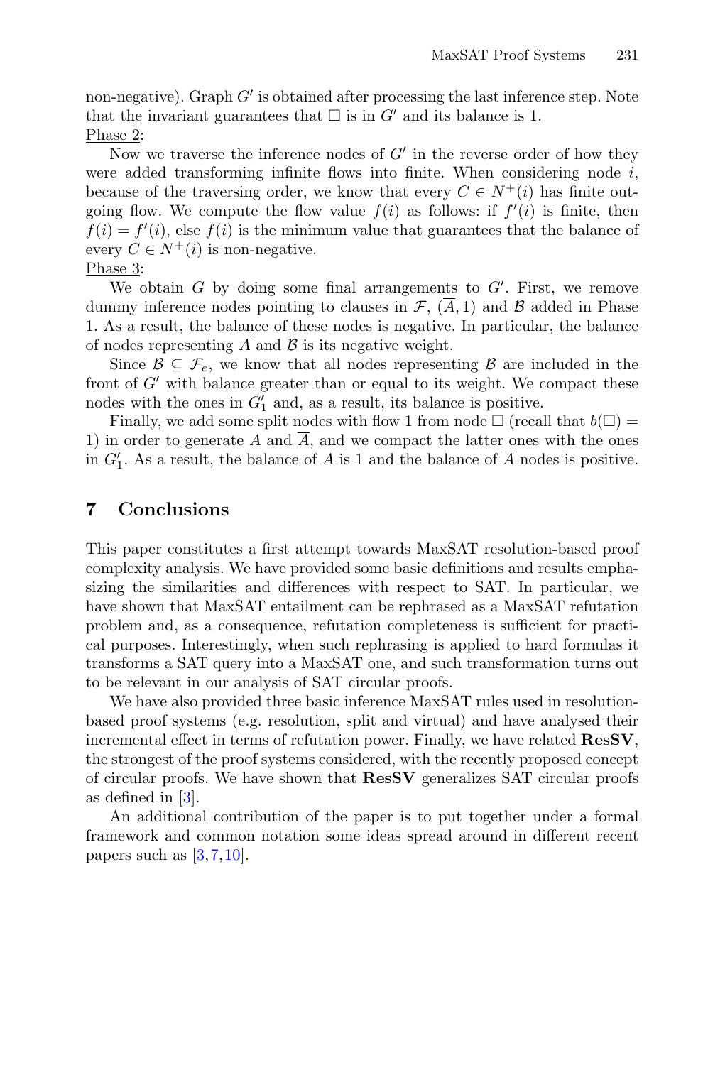non-negative). Graph $G'$ is obtained after processing the last inference step. Note that the invariant guarantees that $\square$ is in $G'$ and its balance is 1.

Phase 2:

Now we traverse the inference nodes of $G'$ in the reverse order of how they were added transforming infinite flows into finite. When considering node $i$, because of the traversing order, we know that every $C \in N^+(i)$ has finite outgoing flow. We compute the flow value $f(i)$ as follows: if $f'(i)$ is finite, then $f(i) = f'(i)$, else $f(i)$ is the minimum value that guarantees that the balance of every $C \in N^+(i)$ is non-negative.

Phase 3:

We obtain $G$ by doing some final arrangements to $G'$. First, we remove dummy inference nodes pointing to clauses in $\mathcal{F}$, $(\overline{A}, 1)$ and $\mathcal{B}$ added in Phase 1. As a result, the balance of these nodes is negative. In particular, the balance of nodes representing $\overline{A}$ and $\mathcal{B}$ is its negative weight.

Since $\mathcal{B} \subseteq \mathcal{F}_e$, we know that all nodes representing $\mathcal{B}$ are included in the front of $G'$ with balance greater than or equal to its weight. We compact these nodes with the ones in $G'_1$ and, as a result, its balance is positive.

Finally, we add some split nodes with flow 1 from node $\square$ (recall that $b(\square) = 1$) in order to generate $A$ and $\overline{A}$, and we compact the latter ones with the ones in $G'_1$. As a result, the balance of $A$ is 1 and the balance of $\overline{A}$ nodes is positive.

## 7 Conclusions

This paper constitutes a first attempt towards MaxSAT resolution-based proof complexity analysis. We have provided some basic definitions and results emphasizing the similarities and differences with respect to SAT. In particular, we have shown that MaxSAT entailment can be rephrased as a MaxSAT refutation problem and, as a consequence, refutation completeness is sufficient for practical purposes. Interestingly, when such rephrasing is applied to hard formulas it transforms a SAT query into a MaxSAT one, and such transformation turns out to be relevant in our analysis of SAT circular proofs.

We have also provided three basic inference MaxSAT rules used in resolution-based proof systems (e.g. resolution, split and virtual) and have analysed their incremental effect in terms of refutation power. Finally, we have related **ResSV**, the strongest of the proof systems considered, with the recently proposed concept of circular proofs. We have shown that **ResSV** generalizes SAT circular proofs as defined in [3].

An additional contribution of the paper is to put together under a formal framework and common notation some ideas spread around in different recent papers such as [3,7,10].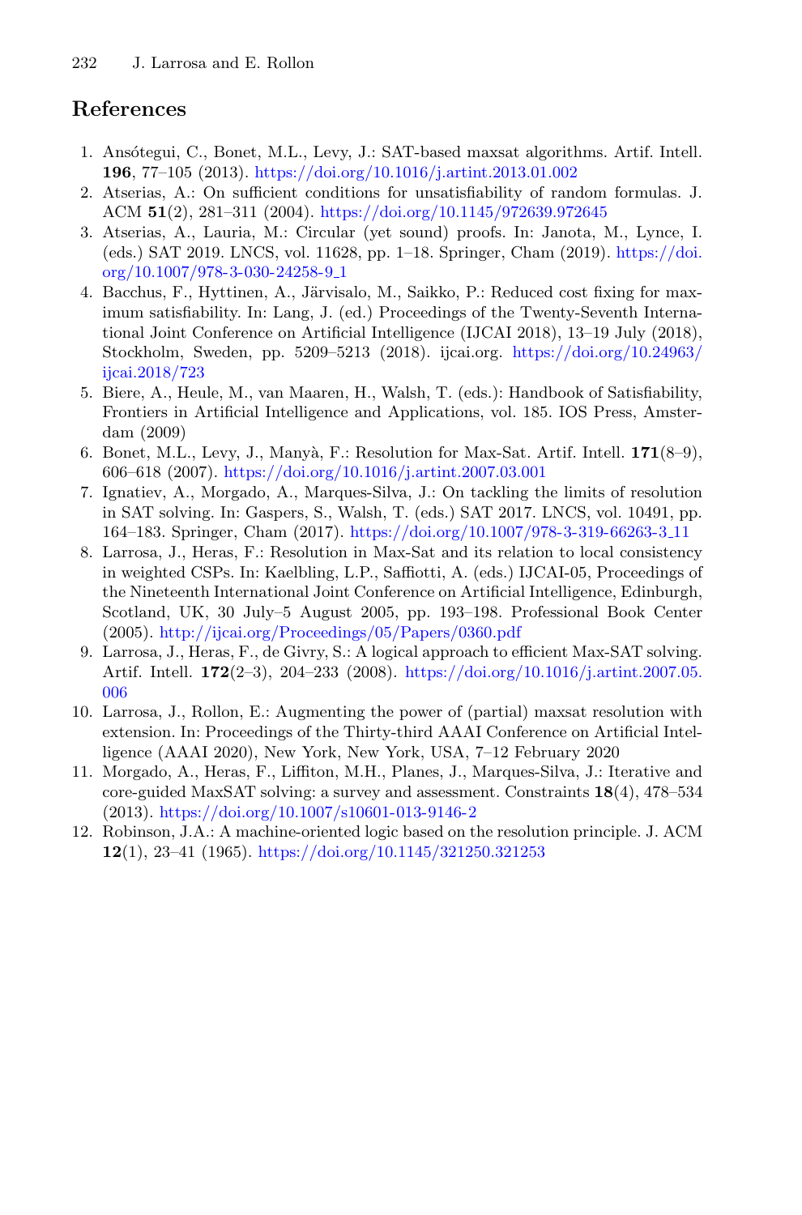## References

1. Ansótegui, C., Bonet, M.L., Levy, J.: SAT-based maxsat algorithms. Artif. Intell. **196**, 77–105 (2013). https://doi.org/10.1016/j.artint.2013.01.002
2. Atserias, A.: On sufficient conditions for unsatisfiability of random formulas. J. ACM **51**(2), 281–311 (2004). https://doi.org/10.1145/972639.972645
3. Atserias, A., Lauria, M.: Circular (yet sound) proofs. In: Janota, M., Lynce, I. (eds.) SAT 2019. LNCS, vol. 11628, pp. 1–18. Springer, Cham (2019). https://doi.org/10.1007/978-3-030-24258-9_1
4. Bacchus, F., Hyttinen, A., Järvisalo, M., Saikko, P.: Reduced cost fixing for maximum satisfiability. In: Lang, J. (ed.) Proceedings of the Twenty-Seventh International Joint Conference on Artificial Intelligence (IJCAI 2018), 13–19 July (2018), Stockholm, Sweden, pp. 5209–5213 (2018). ijcai.org. https://doi.org/10.24963/ijcai.2018/723
5. Biere, A., Heule, M., van Maaren, H., Walsh, T. (eds.): Handbook of Satisfiability, Frontiers in Artificial Intelligence and Applications, vol. 185. IOS Press, Amsterdam (2009)
6. Bonet, M.L., Levy, J., Manyà, F.: Resolution for Max-Sat. Artif. Intell. **171**(8–9), 606–618 (2007). https://doi.org/10.1016/j.artint.2007.03.001
7. Ignatiev, A., Morgado, A., Marques-Silva, J.: On tackling the limits of resolution in SAT solving. In: Gaspers, S., Walsh, T. (eds.) SAT 2017. LNCS, vol. 10491, pp. 164–183. Springer, Cham (2017). https://doi.org/10.1007/978-3-319-66263-3_11
8. Larrosa, J., Heras, F.: Resolution in Max-Sat and its relation to local consistency in weighted CSPs. In: Kaelbling, L.P., Saffiotti, A. (eds.) IJCAI-05, Proceedings of the Nineteenth International Joint Conference on Artificial Intelligence, Edinburgh, Scotland, UK, 30 July–5 August 2005, pp. 193–198. Professional Book Center (2005). http://ijcai.org/Proceedings/05/Papers/0360.pdf
9. Larrosa, J., Heras, F., de Givry, S.: A logical approach to efficient Max-SAT solving. Artif. Intell. **172**(2–3), 204–233 (2008). https://doi.org/10.1016/j.artint.2007.05.006
10. Larrosa, J., Rollon, E.: Augmenting the power of (partial) maxsat resolution with extension. In: Proceedings of the Thirty-third AAAI Conference on Artificial Intelligence (AAAI 2020), New York, New York, USA, 7–12 February 2020
11. Morgado, A., Heras, F., Liffiton, M.H., Planes, J., Marques-Silva, J.: Iterative and core-guided MaxSAT solving: a survey and assessment. Constraints **18**(4), 478–534 (2013). https://doi.org/10.1007/s10601-013-9146-2
12. Robinson, J.A.: A machine-oriented logic based on the resolution principle. J. ACM **12**(1), 23–41 (1965). https://doi.org/10.1145/321250.321253